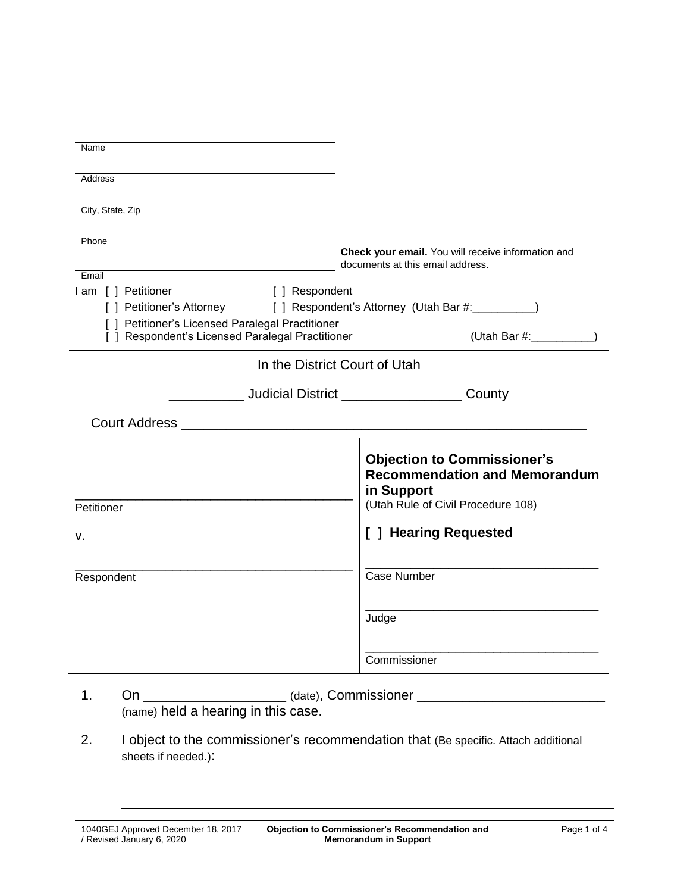Name

Address

City, State, Zip

Phone

Email

**Check your email.** You will receive information and documents at this email address.

I am [ ] Petitioner [ ] Respondent
[ ] Petitioner's Attorney [ ] Respondent's Attorney (Utah Bar #:__________)
[ ] Petitioner's Licensed Paralegal Practitioner
[ ] Respondent's Licensed Paralegal Practitioner (Utah Bar #:__________)

In the District Court of Utah

__________ Judicial District ________________ County

Court Address ______________________________________________________

| | |
|---|---|
| ______________________________________<br>Petitioner<br><br>v.<br><br>______________________________________<br>Respondent | **Objection to Commissioner's Recommendation and Memorandum in Support**<br>(Utah Rule of Civil Procedure 108)<br><br>**[ ] Hearing Requested**<br><br>__________________________________<br>Case Number<br><br>__________________________________<br>Judge<br><br>__________________________________<br>Commissioner |

1. On __________________ (date), Commissioner ________________________ (name) held a hearing in this case.

2. I object to the commissioner's recommendation that (Be specific. Attach additional sheets if needed.):

______________________________________________________________________

______________________________________________________________________

1040GEJ Approved December 18, 2017 / Revised January 6, 2020 — Objection to Commissioner's Recommendation and Memorandum in Support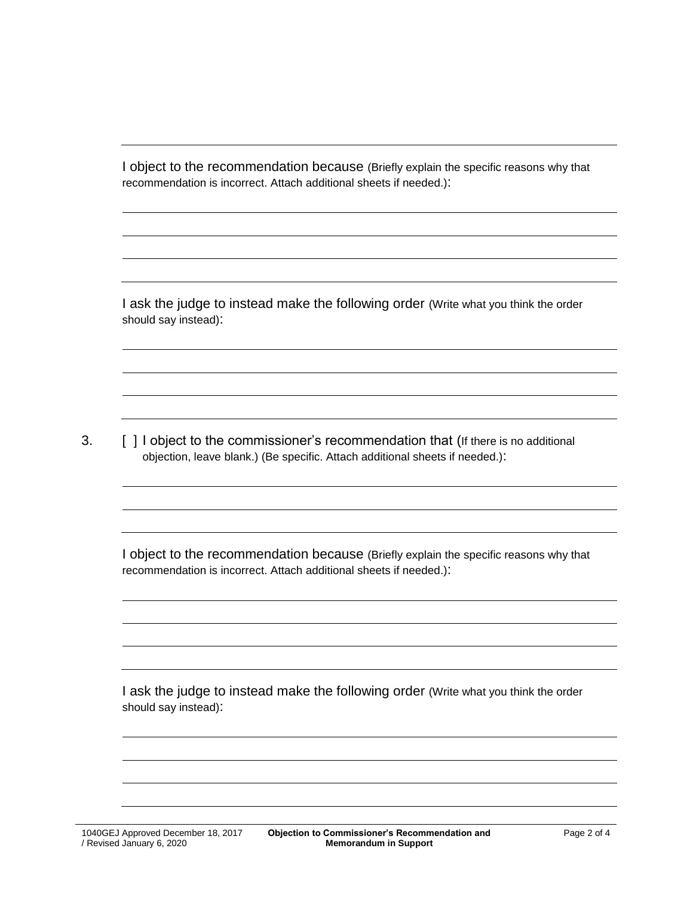I object to the recommendation because (Briefly explain the specific reasons why that recommendation is incorrect. Attach additional sheets if needed.):

\_\_\_\_\_\_\_\_\_\_\_\_\_\_\_\_\_\_\_\_\_\_\_\_\_\_\_\_\_\_\_\_\_\_\_\_\_\_\_\_\_\_\_\_\_\_\_\_\_\_\_\_\_\_\_\_\_\_\_\_

\_\_\_\_\_\_\_\_\_\_\_\_\_\_\_\_\_\_\_\_\_\_\_\_\_\_\_\_\_\_\_\_\_\_\_\_\_\_\_\_\_\_\_\_\_\_\_\_\_\_\_\_\_\_\_\_\_\_\_\_

\_\_\_\_\_\_\_\_\_\_\_\_\_\_\_\_\_\_\_\_\_\_\_\_\_\_\_\_\_\_\_\_\_\_\_\_\_\_\_\_\_\_\_\_\_\_\_\_\_\_\_\_\_\_\_\_\_\_\_\_

\_\_\_\_\_\_\_\_\_\_\_\_\_\_\_\_\_\_\_\_\_\_\_\_\_\_\_\_\_\_\_\_\_\_\_\_\_\_\_\_\_\_\_\_\_\_\_\_\_\_\_\_\_\_\_\_\_\_\_\_

I ask the judge to instead make the following order (Write what you think the order should say instead):

\_\_\_\_\_\_\_\_\_\_\_\_\_\_\_\_\_\_\_\_\_\_\_\_\_\_\_\_\_\_\_\_\_\_\_\_\_\_\_\_\_\_\_\_\_\_\_\_\_\_\_\_\_\_\_\_\_\_\_\_

\_\_\_\_\_\_\_\_\_\_\_\_\_\_\_\_\_\_\_\_\_\_\_\_\_\_\_\_\_\_\_\_\_\_\_\_\_\_\_\_\_\_\_\_\_\_\_\_\_\_\_\_\_\_\_\_\_\_\_\_

\_\_\_\_\_\_\_\_\_\_\_\_\_\_\_\_\_\_\_\_\_\_\_\_\_\_\_\_\_\_\_\_\_\_\_\_\_\_\_\_\_\_\_\_\_\_\_\_\_\_\_\_\_\_\_\_\_\_\_\_

\_\_\_\_\_\_\_\_\_\_\_\_\_\_\_\_\_\_\_\_\_\_\_\_\_\_\_\_\_\_\_\_\_\_\_\_\_\_\_\_\_\_\_\_\_\_\_\_\_\_\_\_\_\_\_\_\_\_\_\_

3. [ ] I object to the commissioner's recommendation that (If there is no additional objection, leave blank.) (Be specific. Attach additional sheets if needed.):

\_\_\_\_\_\_\_\_\_\_\_\_\_\_\_\_\_\_\_\_\_\_\_\_\_\_\_\_\_\_\_\_\_\_\_\_\_\_\_\_\_\_\_\_\_\_\_\_\_\_\_\_\_\_\_\_\_\_\_\_

\_\_\_\_\_\_\_\_\_\_\_\_\_\_\_\_\_\_\_\_\_\_\_\_\_\_\_\_\_\_\_\_\_\_\_\_\_\_\_\_\_\_\_\_\_\_\_\_\_\_\_\_\_\_\_\_\_\_\_\_

\_\_\_\_\_\_\_\_\_\_\_\_\_\_\_\_\_\_\_\_\_\_\_\_\_\_\_\_\_\_\_\_\_\_\_\_\_\_\_\_\_\_\_\_\_\_\_\_\_\_\_\_\_\_\_\_\_\_\_\_

I object to the recommendation because (Briefly explain the specific reasons why that recommendation is incorrect. Attach additional sheets if needed.):

\_\_\_\_\_\_\_\_\_\_\_\_\_\_\_\_\_\_\_\_\_\_\_\_\_\_\_\_\_\_\_\_\_\_\_\_\_\_\_\_\_\_\_\_\_\_\_\_\_\_\_\_\_\_\_\_\_\_\_\_

\_\_\_\_\_\_\_\_\_\_\_\_\_\_\_\_\_\_\_\_\_\_\_\_\_\_\_\_\_\_\_\_\_\_\_\_\_\_\_\_\_\_\_\_\_\_\_\_\_\_\_\_\_\_\_\_\_\_\_\_

\_\_\_\_\_\_\_\_\_\_\_\_\_\_\_\_\_\_\_\_\_\_\_\_\_\_\_\_\_\_\_\_\_\_\_\_\_\_\_\_\_\_\_\_\_\_\_\_\_\_\_\_\_\_\_\_\_\_\_\_

\_\_\_\_\_\_\_\_\_\_\_\_\_\_\_\_\_\_\_\_\_\_\_\_\_\_\_\_\_\_\_\_\_\_\_\_\_\_\_\_\_\_\_\_\_\_\_\_\_\_\_\_\_\_\_\_\_\_\_\_

I ask the judge to instead make the following order (Write what you think the order should say instead):

\_\_\_\_\_\_\_\_\_\_\_\_\_\_\_\_\_\_\_\_\_\_\_\_\_\_\_\_\_\_\_\_\_\_\_\_\_\_\_\_\_\_\_\_\_\_\_\_\_\_\_\_\_\_\_\_\_\_\_\_

\_\_\_\_\_\_\_\_\_\_\_\_\_\_\_\_\_\_\_\_\_\_\_\_\_\_\_\_\_\_\_\_\_\_\_\_\_\_\_\_\_\_\_\_\_\_\_\_\_\_\_\_\_\_\_\_\_\_\_\_

\_\_\_\_\_\_\_\_\_\_\_\_\_\_\_\_\_\_\_\_\_\_\_\_\_\_\_\_\_\_\_\_\_\_\_\_\_\_\_\_\_\_\_\_\_\_\_\_\_\_\_\_\_\_\_\_\_\_\_\_

\_\_\_\_\_\_\_\_\_\_\_\_\_\_\_\_\_\_\_\_\_\_\_\_\_\_\_\_\_\_\_\_\_\_\_\_\_\_\_\_\_\_\_\_\_\_\_\_\_\_\_\_\_\_\_\_\_\_\_\_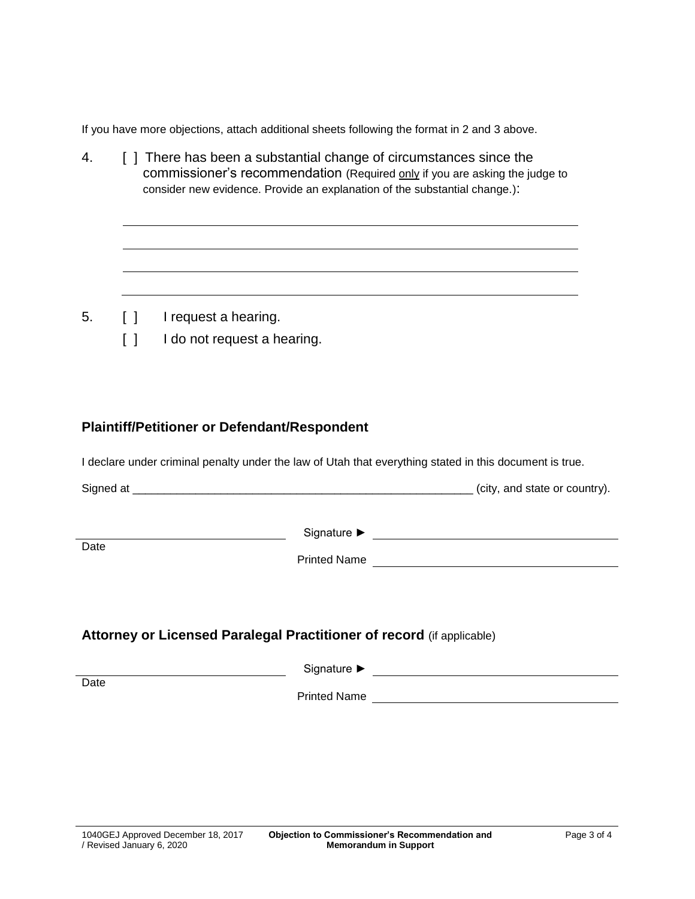If you have more objections, attach additional sheets following the format in 2 and 3 above.

4. [ ] There has been a substantial change of circumstances since the commissioner's recommendation (Required only if you are asking the judge to consider new evidence. Provide an explanation of the substantial change.):

\_\_\_\_\_\_\_\_\_\_\_\_\_\_\_\_\_\_\_\_\_\_\_\_\_\_\_\_\_\_\_\_\_\_\_\_\_\_\_\_\_\_\_\_\_\_\_\_\_\_\_\_\_\_\_\_\_\_\_\_

\_\_\_\_\_\_\_\_\_\_\_\_\_\_\_\_\_\_\_\_\_\_\_\_\_\_\_\_\_\_\_\_\_\_\_\_\_\_\_\_\_\_\_\_\_\_\_\_\_\_\_\_\_\_\_\_\_\_\_\_

\_\_\_\_\_\_\_\_\_\_\_\_\_\_\_\_\_\_\_\_\_\_\_\_\_\_\_\_\_\_\_\_\_\_\_\_\_\_\_\_\_\_\_\_\_\_\_\_\_\_\_\_\_\_\_\_\_\_\_\_

\_\_\_\_\_\_\_\_\_\_\_\_\_\_\_\_\_\_\_\_\_\_\_\_\_\_\_\_\_\_\_\_\_\_\_\_\_\_\_\_\_\_\_\_\_\_\_\_\_\_\_\_\_\_\_\_\_\_\_\_

5. [ ] I request a hearing.

   [ ] I do not request a hearing.

## Plaintiff/Petitioner or Defendant/Respondent

I declare under criminal penalty under the law of Utah that everything stated in this document is true.

Signed at \_\_\_\_\_\_\_\_\_\_\_\_\_\_\_\_\_\_\_\_\_\_\_\_\_\_\_\_\_\_\_\_\_\_\_\_\_\_\_\_\_\_\_\_\_\_\_\_\_\_\_\_\_ (city, and state or country).

\_\_\_\_\_\_\_\_\_\_\_\_\_\_\_\_\_\_\_\_\_\_\_\_\_\_\_\_ Signature ► \_\_\_\_\_\_\_\_\_\_\_\_\_\_\_\_\_\_\_\_\_\_\_\_\_\_\_\_\_\_\_\_\_\_\_\_
Date

Printed Name \_\_\_\_\_\_\_\_\_\_\_\_\_\_\_\_\_\_\_\_\_\_\_\_\_\_\_\_\_\_\_\_\_\_\_\_

## Attorney or Licensed Paralegal Practitioner of record (if applicable)

\_\_\_\_\_\_\_\_\_\_\_\_\_\_\_\_\_\_\_\_\_\_\_\_\_\_\_\_ Signature ► \_\_\_\_\_\_\_\_\_\_\_\_\_\_\_\_\_\_\_\_\_\_\_\_\_\_\_\_\_\_\_\_\_\_\_\_
Date

Printed Name \_\_\_\_\_\_\_\_\_\_\_\_\_\_\_\_\_\_\_\_\_\_\_\_\_\_\_\_\_\_\_\_\_\_\_\_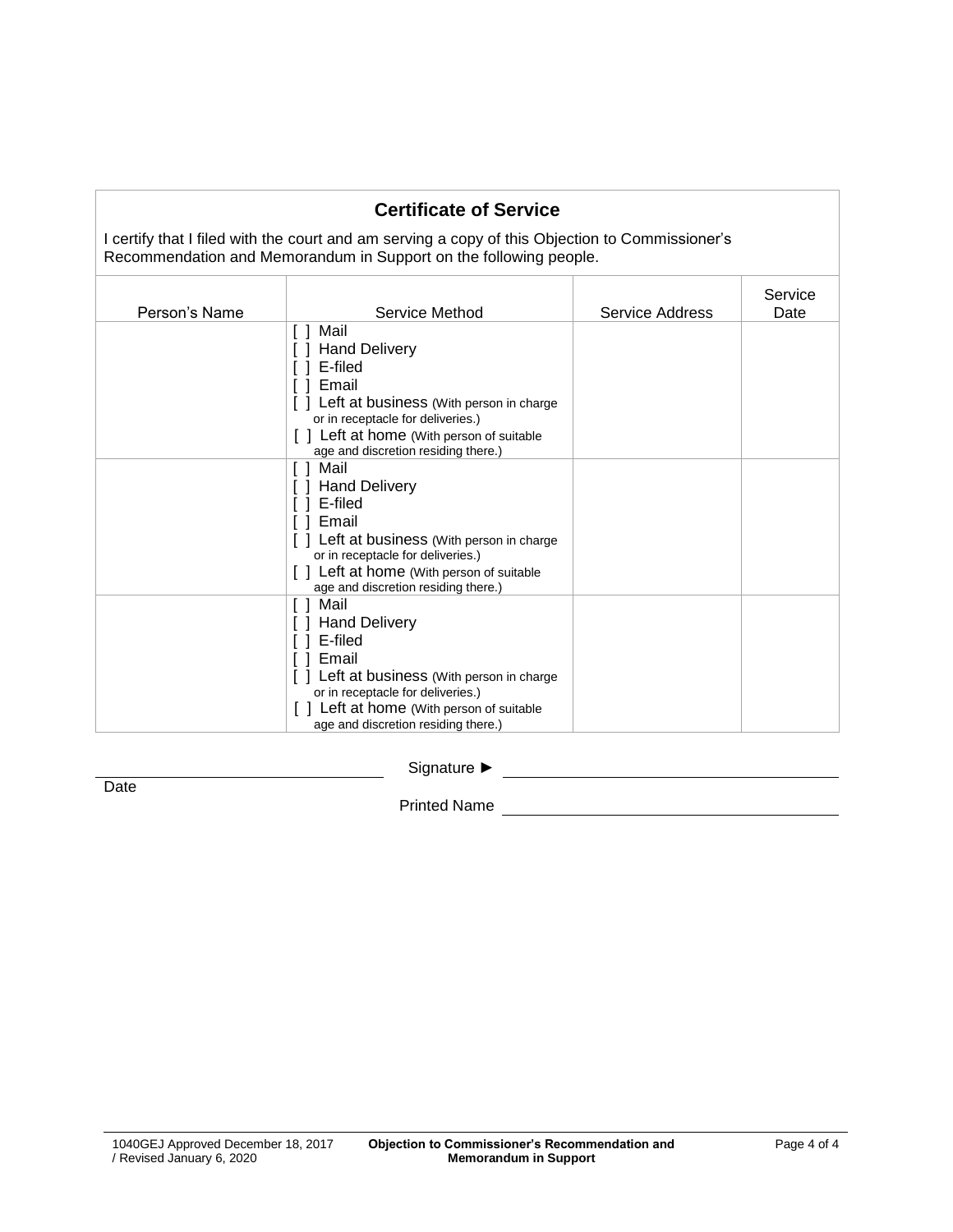## Certificate of Service

I certify that I filed with the court and am serving a copy of this Objection to Commissioner's Recommendation and Memorandum in Support on the following people.

| Person's Name | Service Method | Service Address | Service Date |
|---|---|---|---|
| | [ ] Mail<br>[ ] Hand Delivery<br>[ ] E-filed<br>[ ] Email<br>[ ] Left at business (With person in charge or in receptacle for deliveries.)<br>[ ] Left at home (With person of suitable age and discretion residing there.) | | |
| | [ ] Mail<br>[ ] Hand Delivery<br>[ ] E-filed<br>[ ] Email<br>[ ] Left at business (With person in charge or in receptacle for deliveries.)<br>[ ] Left at home (With person of suitable age and discretion residing there.) | | |
| | [ ] Mail<br>[ ] Hand Delivery<br>[ ] E-filed<br>[ ] Email<br>[ ] Left at business (With person in charge or in receptacle for deliveries.)<br>[ ] Left at home (With person of suitable age and discretion residing there.) | | |

_______________________ Signature ► _______________________

Date

Printed Name _______________________

1040GEJ Approved December 18, 2017 / Revised January 6, 2020

**Objection to Commissioner's Recommendation and Memorandum in Support**